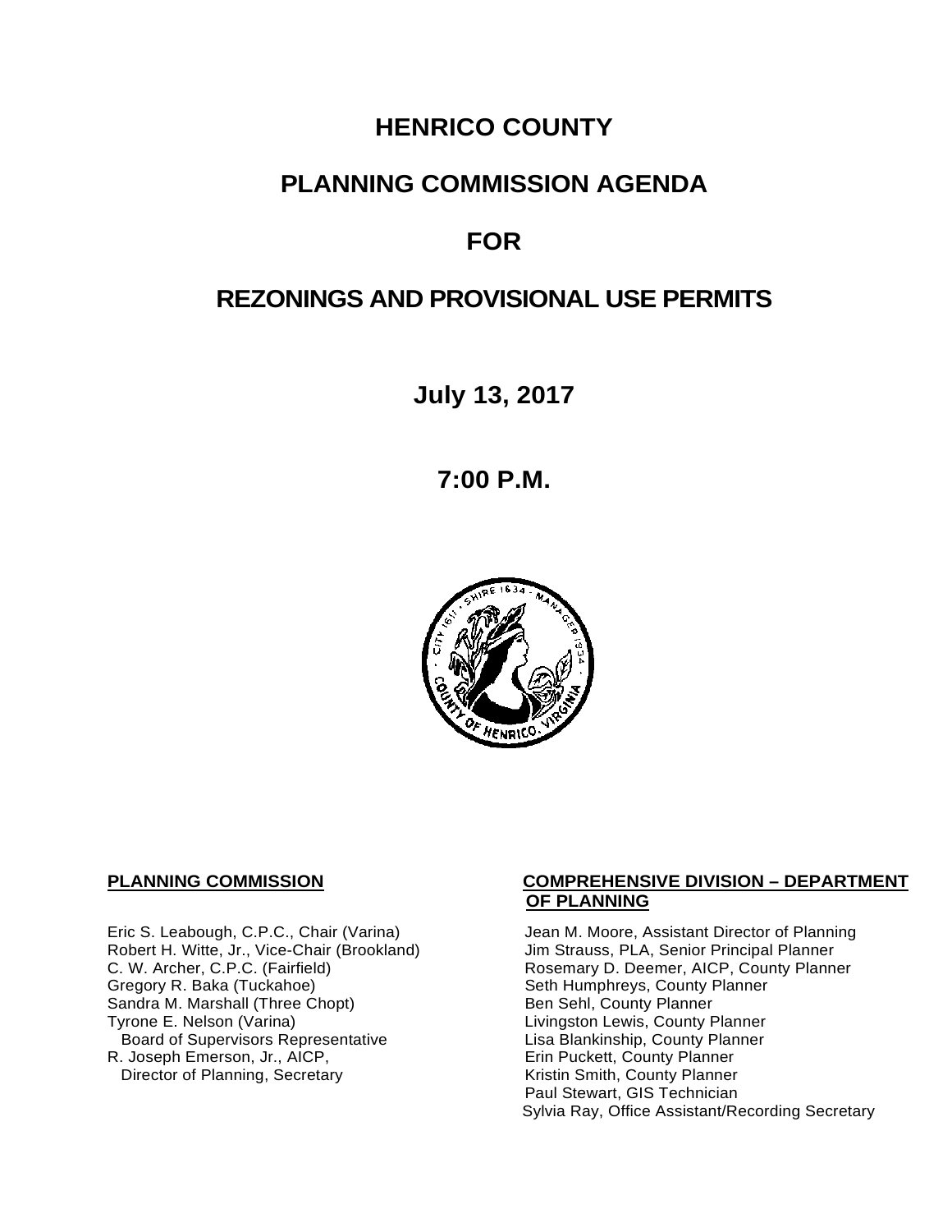# HENRICO COUNTY

## PLANNING COMMISSION AGENDA

## FOR

## REZONINGS AND PROVISIONAL USE PERMITS

**July 13, 2017**

**7:00 P.M.**

**PLANNING COMMISSION**

Eric S. Leabough, C.P.C., Chair (Varina)
Robert H. Witte, Jr., Vice-Chair (Brookland)
C. W. Archer, C.P.C. (Fairfield)
Gregory R. Baka (Tuckahoe)
Sandra M. Marshall (Three Chopt)
Tyrone E. Nelson (Varina)
Board of Supervisors Representative
R. Joseph Emerson, Jr., AICP,
Director of Planning, Secretary

**COMPREHENSIVE DIVISION – DEPARTMENT OF PLANNING**

Jean M. Moore, Assistant Director of Planning
Jim Strauss, PLA, Senior Principal Planner
Rosemary D. Deemer, AICP, County Planner
Seth Humphreys, County Planner
Ben Sehl, County Planner
Livingston Lewis, County Planner
Lisa Blankinship, County Planner
Erin Puckett, County Planner
Kristin Smith, County Planner
Paul Stewart, GIS Technician
Sylvia Ray, Office Assistant/Recording Secretary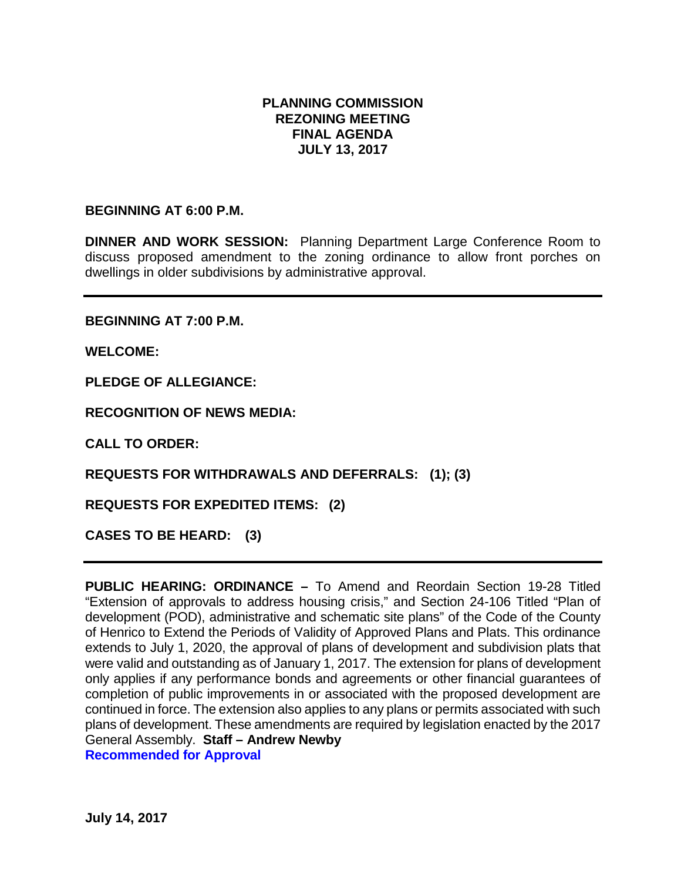**PLANNING COMMISSION**
**REZONING MEETING**
**FINAL AGENDA**
**JULY 13, 2017**

**BEGINNING AT 6:00 P.M.**

**DINNER AND WORK SESSION:** Planning Department Large Conference Room to discuss proposed amendment to the zoning ordinance to allow front porches on dwellings in older subdivisions by administrative approval.

---

**BEGINNING AT 7:00 P.M.**

**WELCOME:**

**PLEDGE OF ALLEGIANCE:**

**RECOGNITION OF NEWS MEDIA:**

**CALL TO ORDER:**

**REQUESTS FOR WITHDRAWALS AND DEFERRALS: (1); (3)**

**REQUESTS FOR EXPEDITED ITEMS: (2)**

**CASES TO BE HEARD: (3)**

---

**PUBLIC HEARING: ORDINANCE –** To Amend and Reordain Section 19-28 Titled "Extension of approvals to address housing crisis," and Section 24-106 Titled "Plan of development (POD), administrative and schematic site plans" of the Code of the County of Henrico to Extend the Periods of Validity of Approved Plans and Plats. This ordinance extends to July 1, 2020, the approval of plans of development and subdivision plats that were valid and outstanding as of January 1, 2017. The extension for plans of development only applies if any performance bonds and agreements or other financial guarantees of completion of public improvements in or associated with the proposed development are continued in force. The extension also applies to any plans or permits associated with such plans of development. These amendments are required by legislation enacted by the 2017 General Assembly. **Staff – Andrew Newby**
**Recommended for Approval**

**July 14, 2017**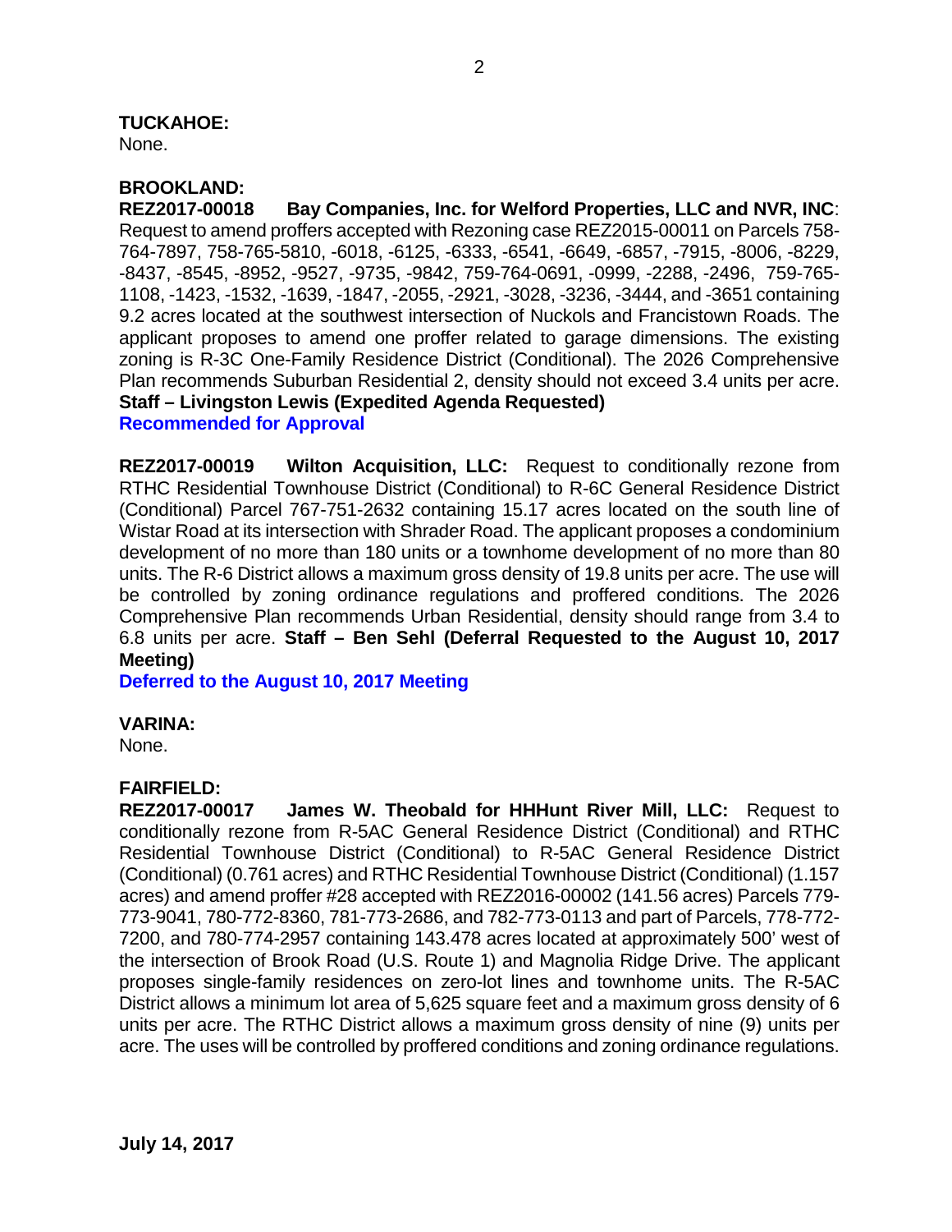**TUCKAHOE:**
None.

**BROOKLAND:**
**REZ2017-00018 Bay Companies, Inc. for Welford Properties, LLC and NVR, INC**: Request to amend proffers accepted with Rezoning case REZ2015-00011 on Parcels 758-764-7897, 758-765-5810, -6018, -6125, -6333, -6541, -6649, -6857, -7915, -8006, -8229, -8437, -8545, -8952, -9527, -9735, -9842, 759-764-0691, -0999, -2288, -2496, 759-765-1108, -1423, -1532, -1639, -1847, -2055, -2921, -3028, -3236, -3444, and -3651 containing 9.2 acres located at the southwest intersection of Nuckols and Francistown Roads. The applicant proposes to amend one proffer related to garage dimensions. The existing zoning is R-3C One-Family Residence District (Conditional). The 2026 Comprehensive Plan recommends Suburban Residential 2, density should not exceed 3.4 units per acre. **Staff – Livingston Lewis (Expedited Agenda Requested)**
**Recommended for Approval**

**REZ2017-00019 Wilton Acquisition, LLC:** Request to conditionally rezone from RTHC Residential Townhouse District (Conditional) to R-6C General Residence District (Conditional) Parcel 767-751-2632 containing 15.17 acres located on the south line of Wistar Road at its intersection with Shrader Road. The applicant proposes a condominium development of no more than 180 units or a townhome development of no more than 80 units. The R-6 District allows a maximum gross density of 19.8 units per acre. The use will be controlled by zoning ordinance regulations and proffered conditions. The 2026 Comprehensive Plan recommends Urban Residential, density should range from 3.4 to 6.8 units per acre. **Staff – Ben Sehl (Deferral Requested to the August 10, 2017 Meeting)**
**Deferred to the August 10, 2017 Meeting**

**VARINA:**
None.

**FAIRFIELD:**
**REZ2017-00017 James W. Theobald for HHHunt River Mill, LLC:** Request to conditionally rezone from R-5AC General Residence District (Conditional) and RTHC Residential Townhouse District (Conditional) to R-5AC General Residence District (Conditional) (0.761 acres) and RTHC Residential Townhouse District (Conditional) (1.157 acres) and amend proffer #28 accepted with REZ2016-00002 (141.56 acres) Parcels 779-773-9041, 780-772-8360, 781-773-2686, and 782-773-0113 and part of Parcels, 778-772-7200, and 780-774-2957 containing 143.478 acres located at approximately 500' west of the intersection of Brook Road (U.S. Route 1) and Magnolia Ridge Drive. The applicant proposes single-family residences on zero-lot lines and townhome units. The R-5AC District allows a minimum lot area of 5,625 square feet and a maximum gross density of 6 units per acre. The RTHC District allows a maximum gross density of nine (9) units per acre. The uses will be controlled by proffered conditions and zoning ordinance regulations.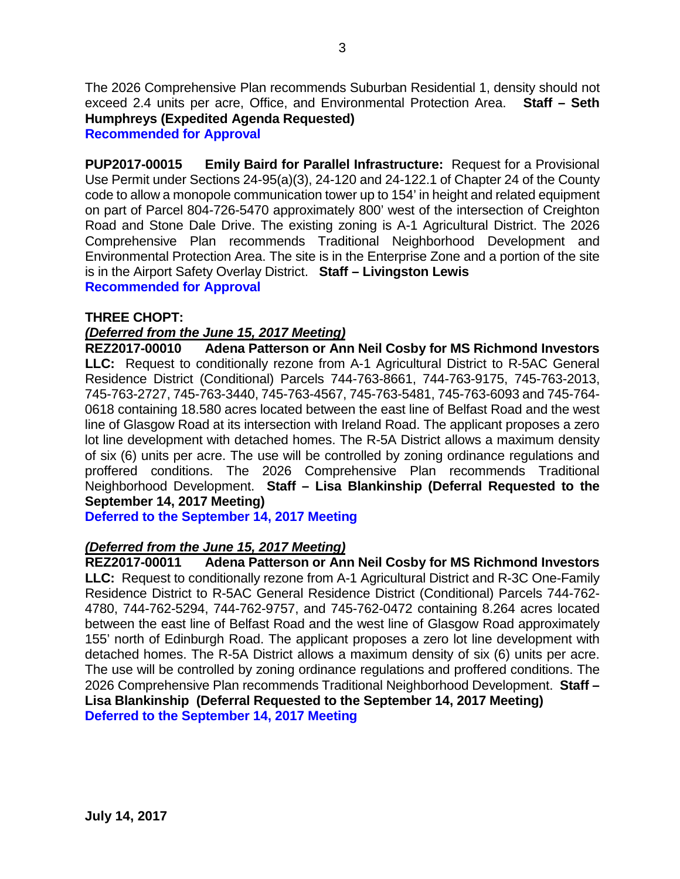The 2026 Comprehensive Plan recommends Suburban Residential 1, density should not exceed 2.4 units per acre, Office, and Environmental Protection Area. **Staff – Seth Humphreys (Expedited Agenda Requested)**
**Recommended for Approval**

**PUP2017-00015 Emily Baird for Parallel Infrastructure:** Request for a Provisional Use Permit under Sections 24-95(a)(3), 24-120 and 24-122.1 of Chapter 24 of the County code to allow a monopole communication tower up to 154' in height and related equipment on part of Parcel 804-726-5470 approximately 800' west of the intersection of Creighton Road and Stone Dale Drive. The existing zoning is A-1 Agricultural District. The 2026 Comprehensive Plan recommends Traditional Neighborhood Development and Environmental Protection Area. The site is in the Enterprise Zone and a portion of the site is in the Airport Safety Overlay District. **Staff – Livingston Lewis**
**Recommended for Approval**

**THREE CHOPT:**
***(Deferred from the June 15, 2017 Meeting)***
**REZ2017-00010 Adena Patterson or Ann Neil Cosby for MS Richmond Investors LLC:** Request to conditionally rezone from A-1 Agricultural District to R-5AC General Residence District (Conditional) Parcels 744-763-8661, 744-763-9175, 745-763-2013, 745-763-2727, 745-763-3440, 745-763-4567, 745-763-5481, 745-763-6093 and 745-764-0618 containing 18.580 acres located between the east line of Belfast Road and the west line of Glasgow Road at its intersection with Ireland Road. The applicant proposes a zero lot line development with detached homes. The R-5A District allows a maximum density of six (6) units per acre. The use will be controlled by zoning ordinance regulations and proffered conditions. The 2026 Comprehensive Plan recommends Traditional Neighborhood Development. **Staff – Lisa Blankinship (Deferral Requested to the September 14, 2017 Meeting)**
**Deferred to the September 14, 2017 Meeting**

***(Deferred from the June 15, 2017 Meeting)***
**REZ2017-00011 Adena Patterson or Ann Neil Cosby for MS Richmond Investors LLC:** Request to conditionally rezone from A-1 Agricultural District and R-3C One-Family Residence District to R-5AC General Residence District (Conditional) Parcels 744-762-4780, 744-762-5294, 744-762-9757, and 745-762-0472 containing 8.264 acres located between the east line of Belfast Road and the west line of Glasgow Road approximately 155' north of Edinburgh Road. The applicant proposes a zero lot line development with detached homes. The R-5A District allows a maximum density of six (6) units per acre. The use will be controlled by zoning ordinance regulations and proffered conditions. The 2026 Comprehensive Plan recommends Traditional Neighborhood Development. **Staff – Lisa Blankinship (Deferral Requested to the September 14, 2017 Meeting)**
**Deferred to the September 14, 2017 Meeting**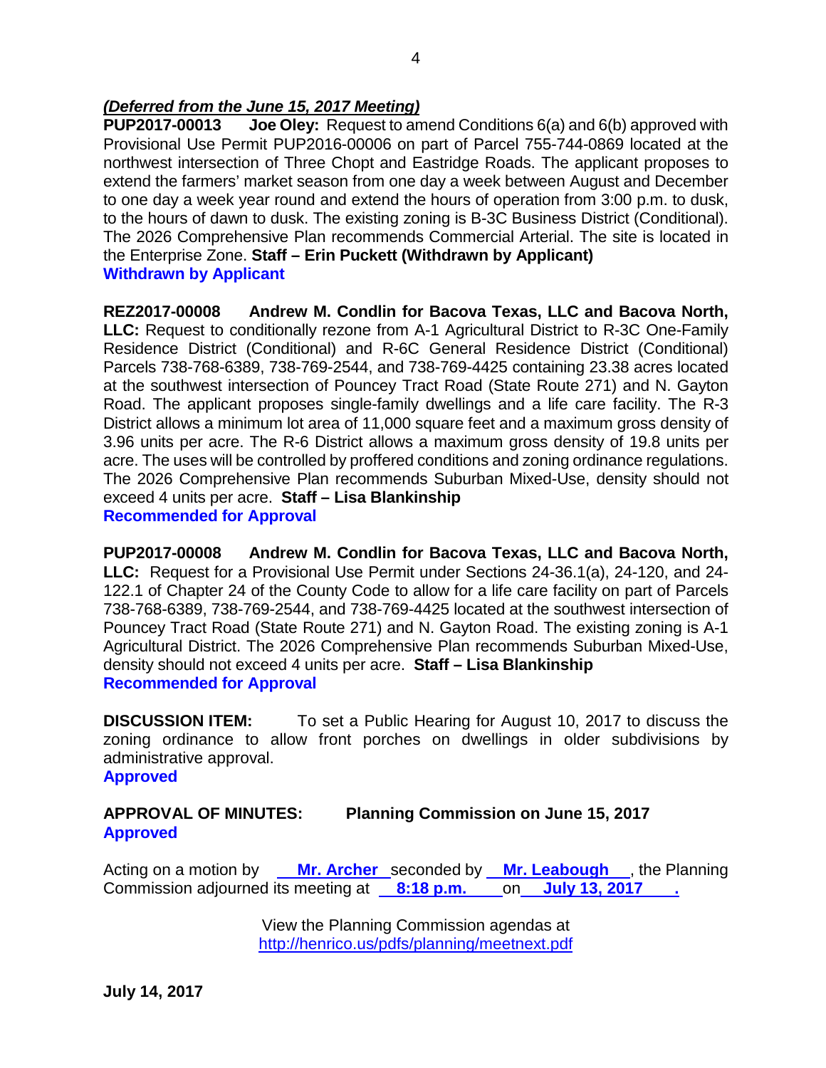***(Deferred from the June 15, 2017 Meeting)***

**PUP2017-00013 Joe Oley:** Request to amend Conditions 6(a) and 6(b) approved with Provisional Use Permit PUP2016-00006 on part of Parcel 755-744-0869 located at the northwest intersection of Three Chopt and Eastridge Roads. The applicant proposes to extend the farmers' market season from one day a week between August and December to one day a week year round and extend the hours of operation from 3:00 p.m. to dusk, to the hours of dawn to dusk. The existing zoning is B-3C Business District (Conditional). The 2026 Comprehensive Plan recommends Commercial Arterial. The site is located in the Enterprise Zone. **Staff – Erin Puckett (Withdrawn by Applicant)**
**Withdrawn by Applicant**

**REZ2017-00008 Andrew M. Condlin for Bacova Texas, LLC and Bacova North, LLC:** Request to conditionally rezone from A-1 Agricultural District to R-3C One-Family Residence District (Conditional) and R-6C General Residence District (Conditional) Parcels 738-768-6389, 738-769-2544, and 738-769-4425 containing 23.38 acres located at the southwest intersection of Pouncey Tract Road (State Route 271) and N. Gayton Road. The applicant proposes single-family dwellings and a life care facility. The R-3 District allows a minimum lot area of 11,000 square feet and a maximum gross density of 3.96 units per acre. The R-6 District allows a maximum gross density of 19.8 units per acre. The uses will be controlled by proffered conditions and zoning ordinance regulations. The 2026 Comprehensive Plan recommends Suburban Mixed-Use, density should not exceed 4 units per acre. **Staff – Lisa Blankinship**
**Recommended for Approval**

**PUP2017-00008 Andrew M. Condlin for Bacova Texas, LLC and Bacova North, LLC:** Request for a Provisional Use Permit under Sections 24-36.1(a), 24-120, and 24-122.1 of Chapter 24 of the County Code to allow for a life care facility on part of Parcels 738-768-6389, 738-769-2544, and 738-769-4425 located at the southwest intersection of Pouncey Tract Road (State Route 271) and N. Gayton Road. The existing zoning is A-1 Agricultural District. The 2026 Comprehensive Plan recommends Suburban Mixed-Use, density should not exceed 4 units per acre. **Staff – Lisa Blankinship**
**Recommended for Approval**

**DISCUSSION ITEM:** To set a Public Hearing for August 10, 2017 to discuss the zoning ordinance to allow front porches on dwellings in older subdivisions by administrative approval.
**Approved**

**APPROVAL OF MINUTES: Planning Commission on June 15, 2017**
**Approved**

Acting on a motion by **Mr. Archer** seconded by **Mr. Leabough**, the Planning Commission adjourned its meeting at **8:18 p.m.** on **July 13, 2017**.

View the Planning Commission agendas at
http://henrico.us/pdfs/planning/meetnext.pdf

**July 14, 2017**